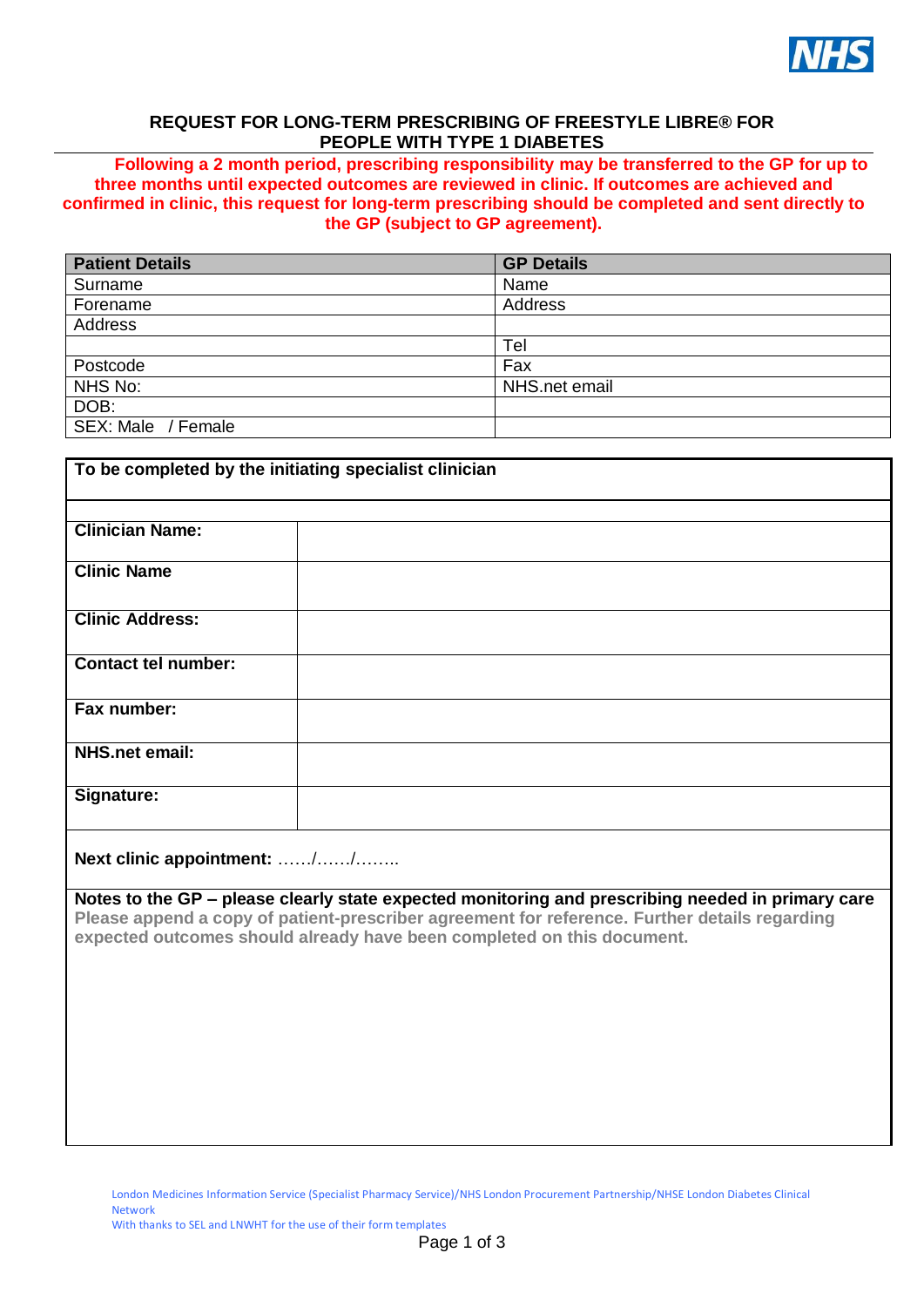NHS

## REQUEST FOR LONG-TERM PRESCRIBING OF FREESTYLE LIBRE® FOR PEOPLE WITH TYPE 1 DIABETES

**Following a 2 month period, prescribing responsibility may be transferred to the GP for up to three months until expected outcomes are reviewed in clinic. If outcomes are achieved and confirmed in clinic, this request for long-term prescribing should be completed and sent directly to the GP (subject to GP agreement).**

| Patient Details | GP Details |
|---|---|
| Surname | Name |
| Forename | Address |
| Address | |
| | Tel |
| Postcode | Fax |
| NHS No: | NHS.net email |
| DOB: | |
| SEX: Male / Female | |

| To be completed by the initiating specialist clinician | |
|---|---|
| **Clinician Name:** | |
| **Clinic Name** | |
| **Clinic Address:** | |
| **Contact tel number:** | |
| **Fax number:** | |
| **NHS.net email:** | |
| **Signature:** | |

**Next clinic appointment:** ……/……/……..

**Notes to the GP – please clearly state expected monitoring and prescribing needed in primary care**

**Please append a copy of patient-prescriber agreement for reference. Further details regarding expected outcomes should already have been completed on this document.**

London Medicines Information Service (Specialist Pharmacy Service)/NHS London Procurement Partnership/NHSE London Diabetes Clinical Network

With thanks to SEL and LNWHT for the use of their form templates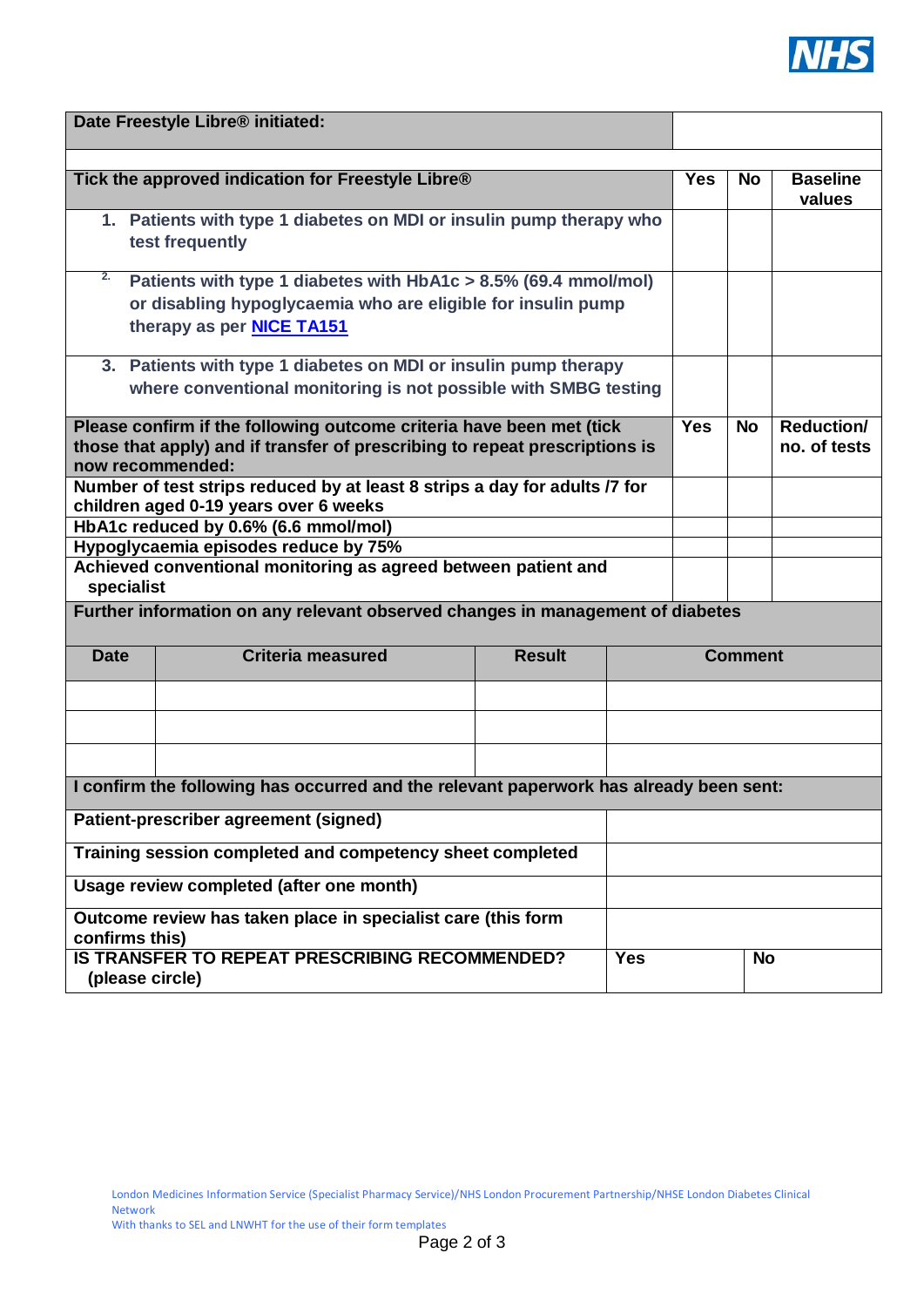| Date Freestyle Libre® initiated: | | | |
|---|---|---|---|

| Tick the approved indication for Freestyle Libre® | Yes | No | Baseline values |
|---|---|---|---|
| 1. Patients with type 1 diabetes on MDI or insulin pump therapy who test frequently | | | |
| 2. Patients with type 1 diabetes with HbA1c > 8.5% (69.4 mmol/mol) or disabling hypoglycaemia who are eligible for insulin pump therapy as per [NICE TA151] | | | |
| 3. Patients with type 1 diabetes on MDI or insulin pump therapy where conventional monitoring is not possible with SMBG testing | | | |

| Please confirm if the following outcome criteria have been met (tick those that apply) and if transfer of prescribing to repeat prescriptions is now recommended: | Yes | No | Reduction/ no. of tests |
|---|---|---|---|
| Number of test strips reduced by at least 8 strips a day for adults /7 for children aged 0-19 years over 6 weeks | | | |
| HbA1c reduced by 0.6% (6.6 mmol/mol) | | | |
| Hypoglycaemia episodes reduce by 75% | | | |
| Achieved conventional monitoring as agreed between patient and specialist | | | |

**Further information on any relevant observed changes in management of diabetes**

| Date | Criteria measured | Result | Comment |
|---|---|---|---|
| | | | |
| | | | |
| | | | |

| I confirm the following has occurred and the relevant paperwork has already been sent: | | |
|---|---|---|
| Patient-prescriber agreement (signed) | | |
| Training session completed and competency sheet completed | | |
| Usage review completed (after one month) | | |
| Outcome review has taken place in specialist care (this form confirms this) | | |
| IS TRANSFER TO REPEAT PRESCRIBING RECOMMENDED? (please circle) | Yes | No |

London Medicines Information Service (Specialist Pharmacy Service)/NHS London Procurement Partnership/NHSE London Diabetes Clinical Network
With thanks to SEL and LNWHT for the use of their form templates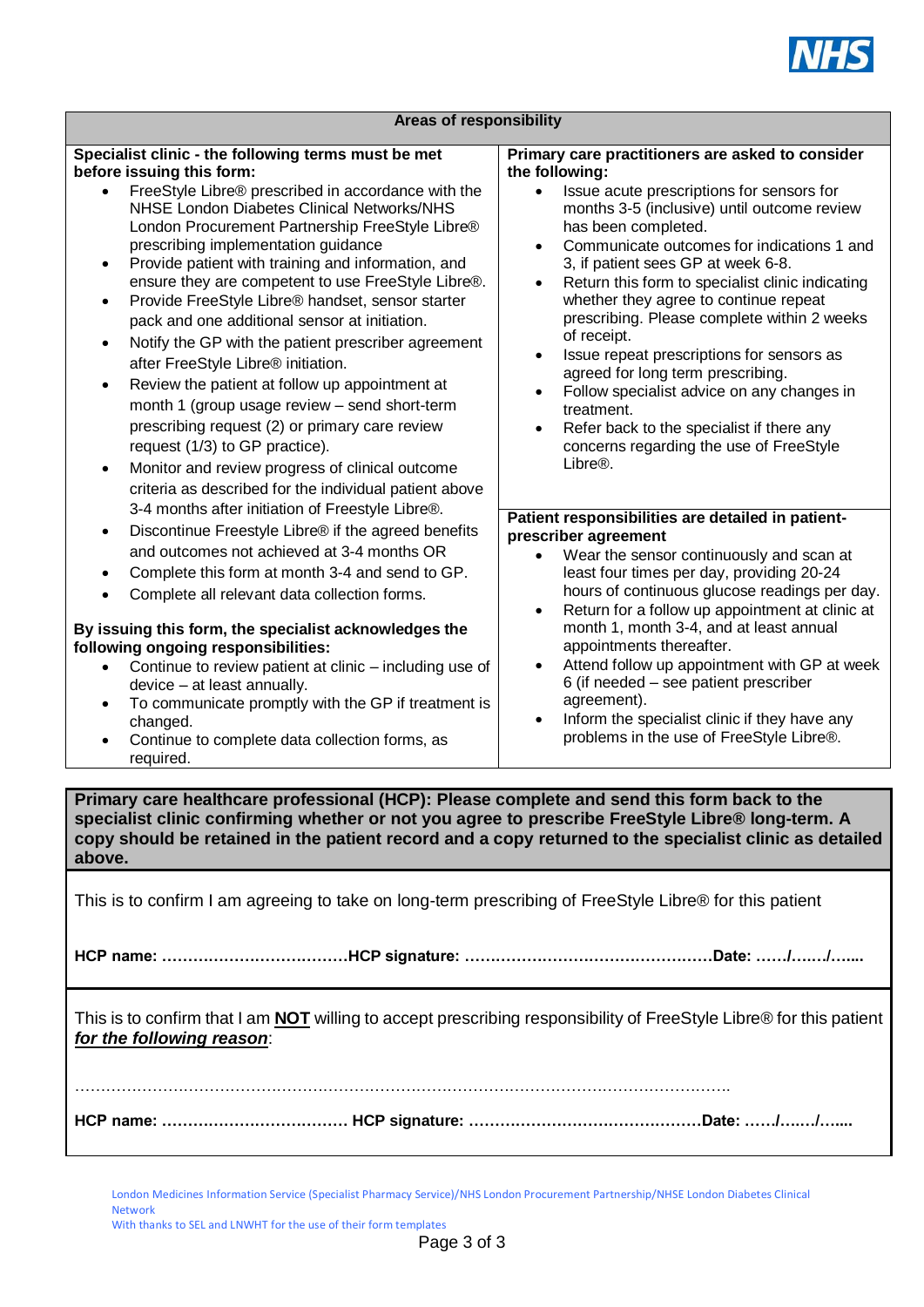## Areas of responsibility

**Specialist clinic - the following terms must be met before issuing this form:**

- FreeStyle Libre® prescribed in accordance with the NHSE London Diabetes Clinical Networks/NHS London Procurement Partnership FreeStyle Libre® prescribing implementation guidance
- Provide patient with training and information, and ensure they are competent to use FreeStyle Libre®.
- Provide FreeStyle Libre® handset, sensor starter pack and one additional sensor at initiation.
- Notify the GP with the patient prescriber agreement after FreeStyle Libre® initiation.
- Review the patient at follow up appointment at month 1 (group usage review – send short-term prescribing request (2) or primary care review request (1/3) to GP practice).
- Monitor and review progress of clinical outcome criteria as described for the individual patient above 3-4 months after initiation of Freestyle Libre®.
- Discontinue Freestyle Libre® if the agreed benefits and outcomes not achieved at 3-4 months OR
- Complete this form at month 3-4 and send to GP.
- Complete all relevant data collection forms.

**By issuing this form, the specialist acknowledges the following ongoing responsibilities:**

- Continue to review patient at clinic – including use of device – at least annually.
- To communicate promptly with the GP if treatment is changed.
- Continue to complete data collection forms, as required.

**Primary care practitioners are asked to consider the following:**

- Issue acute prescriptions for sensors for months 3-5 (inclusive) until outcome review has been completed.
- Communicate outcomes for indications 1 and 3, if patient sees GP at week 6-8.
- Return this form to specialist clinic indicating whether they agree to continue repeat prescribing. Please complete within 2 weeks of receipt.
- Issue repeat prescriptions for sensors as agreed for long term prescribing.
- Follow specialist advice on any changes in treatment.
- Refer back to the specialist if there any concerns regarding the use of FreeStyle Libre®.

**Patient responsibilities are detailed in patient-prescriber agreement**

- Wear the sensor continuously and scan at least four times per day, providing 20-24 hours of continuous glucose readings per day.
- Return for a follow up appointment at clinic at month 1, month 3-4, and at least annual appointments thereafter.
- Attend follow up appointment with GP at week 6 (if needed – see patient prescriber agreement).
- Inform the specialist clinic if they have any problems in the use of FreeStyle Libre®.

**Primary care healthcare professional (HCP): Please complete and send this form back to the specialist clinic confirming whether or not you agree to prescribe FreeStyle Libre® long-term. A copy should be retained in the patient record and a copy returned to the specialist clinic as detailed above.**

This is to confirm I am agreeing to take on long-term prescribing of FreeStyle Libre® for this patient

**HCP name: ………………………………HCP signature: …………………………………………Date: ……/……./…...**

This is to confirm that I am **NOT** willing to accept prescribing responsibility of FreeStyle Libre® for this patient ***for the following reason***:

……………………………………………………………………………………………………………….

**HCP name: ……………………………… HCP signature: ………………………………………Date: ……/……./…...**

London Medicines Information Service (Specialist Pharmacy Service)/NHS London Procurement Partnership/NHSE London Diabetes Clinical Network
With thanks to SEL and LNWHT for the use of their form templates